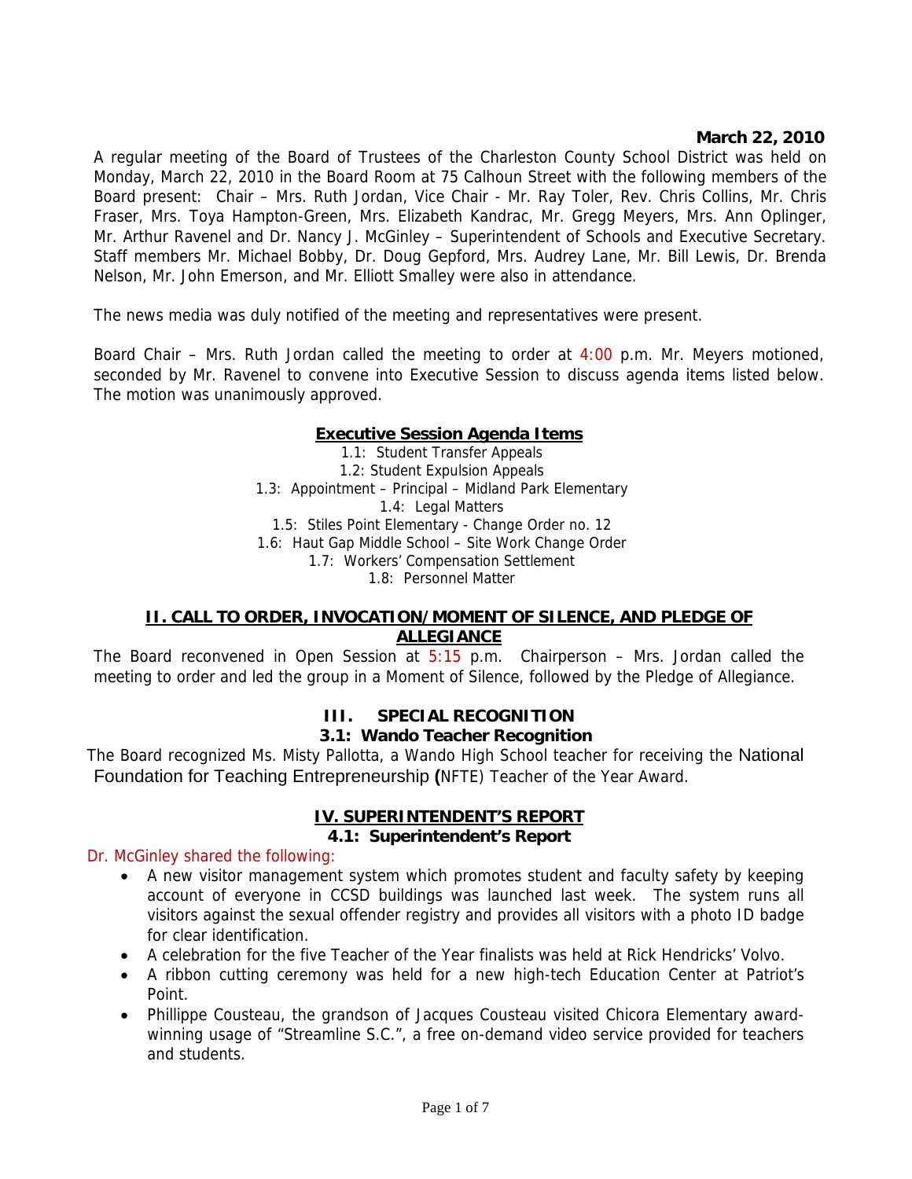**March 22, 2010**

A regular meeting of the Board of Trustees of the Charleston County School District was held on Monday, March 22, 2010 in the Board Room at 75 Calhoun Street with the following members of the Board present: Chair – Mrs. Ruth Jordan, Vice Chair - Mr. Ray Toler, Rev. Chris Collins, Mr. Chris Fraser, Mrs. Toya Hampton-Green, Mrs. Elizabeth Kandrac, Mr. Gregg Meyers, Mrs. Ann Oplinger, Mr. Arthur Ravenel and Dr. Nancy J. McGinley – Superintendent of Schools and Executive Secretary. Staff members Mr. Michael Bobby, Dr. Doug Gepford, Mrs. Audrey Lane, Mr. Bill Lewis, Dr. Brenda Nelson, Mr. John Emerson, and Mr. Elliott Smalley were also in attendance.

The news media was duly notified of the meeting and representatives were present.

Board Chair – Mrs. Ruth Jordan called the meeting to order at 4:00 p.m. Mr. Meyers motioned, seconded by Mr. Ravenel to convene into Executive Session to discuss agenda items listed below. The motion was unanimously approved.

**Executive Session Agenda Items**

1.1: Student Transfer Appeals
1.2: Student Expulsion Appeals
1.3: Appointment – Principal – Midland Park Elementary
1.4: Legal Matters
1.5: Stiles Point Elementary - Change Order no. 12
1.6: Haut Gap Middle School – Site Work Change Order
1.7: Workers' Compensation Settlement
1.8: Personnel Matter

## II. CALL TO ORDER, INVOCATION/MOMENT OF SILENCE, AND PLEDGE OF ALLEGIANCE

The Board reconvened in Open Session at 5:15 p.m. Chairperson – Mrs. Jordan called the meeting to order and led the group in a Moment of Silence, followed by the Pledge of Allegiance.

## III. SPECIAL RECOGNITION

### 3.1: Wando Teacher Recognition

The Board recognized Ms. Misty Pallotta, a Wando High School teacher for receiving the National Foundation for Teaching Entrepreneurship (NFTE) Teacher of the Year Award.

## IV. SUPERINTENDENT'S REPORT

### 4.1: Superintendent's Report

Dr. McGinley shared the following:

- A new visitor management system which promotes student and faculty safety by keeping account of everyone in CCSD buildings was launched last week. The system runs all visitors against the sexual offender registry and provides all visitors with a photo ID badge for clear identification.
- A celebration for the five Teacher of the Year finalists was held at Rick Hendricks' Volvo.
- A ribbon cutting ceremony was held for a new high-tech Education Center at Patriot's Point.
- Phillippe Cousteau, the grandson of Jacques Cousteau visited Chicora Elementary award-winning usage of "Streamline S.C.", a free on-demand video service provided for teachers and students.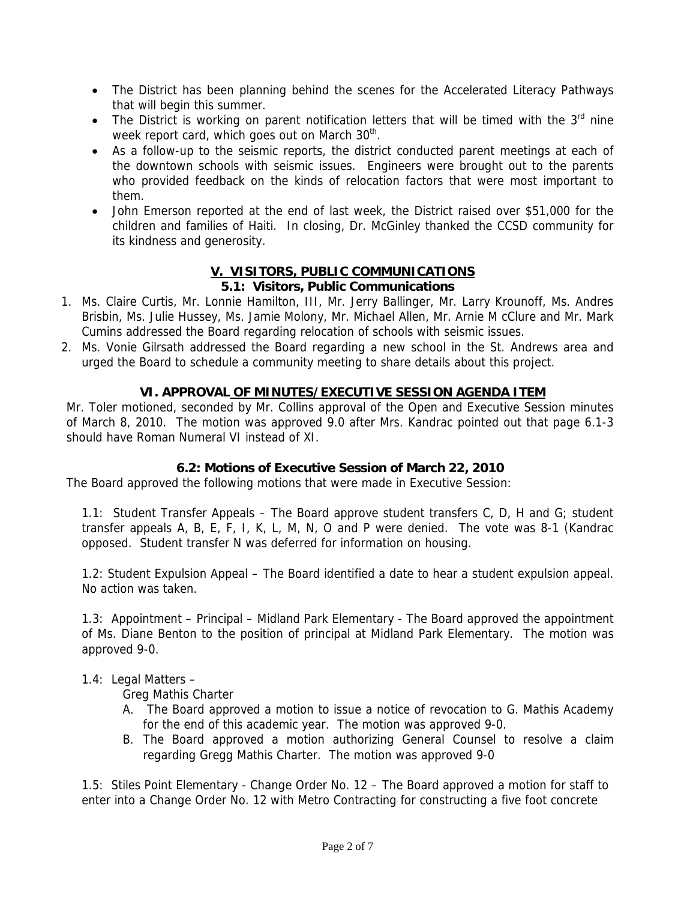- The District has been planning behind the scenes for the Accelerated Literacy Pathways that will begin this summer.
- The District is working on parent notification letters that will be timed with the 3rd nine week report card, which goes out on March 30th.
- As a follow-up to the seismic reports, the district conducted parent meetings at each of the downtown schools with seismic issues. Engineers were brought out to the parents who provided feedback on the kinds of relocation factors that were most important to them.
- John Emerson reported at the end of last week, the District raised over $51,000 for the children and families of Haiti. In closing, Dr. McGinley thanked the CCSD community for its kindness and generosity.

## V. VISITORS, PUBLIC COMMUNICATIONS

### 5.1: Visitors, Public Communications

1. Ms. Claire Curtis, Mr. Lonnie Hamilton, III, Mr. Jerry Ballinger, Mr. Larry Krounoff, Ms. Andres Brisbin, Ms. Julie Hussey, Ms. Jamie Molony, Mr. Michael Allen, Mr. Arnie M cClure and Mr. Mark Cumins addressed the Board regarding relocation of schools with seismic issues.
2. Ms. Vonie Gilrsath addressed the Board regarding a new school in the St. Andrews area and urged the Board to schedule a community meeting to share details about this project.

## VI. APPROVAL OF MINUTES/EXECUTIVE SESSION AGENDA ITEM

Mr. Toler motioned, seconded by Mr. Collins approval of the Open and Executive Session minutes of March 8, 2010. The motion was approved 9.0 after Mrs. Kandrac pointed out that page 6.1-3 should have Roman Numeral VI instead of XI.

### 6.2: Motions of Executive Session of March 22, 2010

The Board approved the following motions that were made in Executive Session:

1.1: Student Transfer Appeals – The Board approve student transfers C, D, H and G; student transfer appeals A, B, E, F, I, K, L, M, N, O and P were denied. The vote was 8-1 (Kandrac opposed. Student transfer N was deferred for information on housing.

1.2: Student Expulsion Appeal – The Board identified a date to hear a student expulsion appeal. No action was taken.

1.3: Appointment – Principal – Midland Park Elementary - The Board approved the appointment of Ms. Diane Benton to the position of principal at Midland Park Elementary. The motion was approved 9-0.

1.4: Legal Matters –

Greg Mathis Charter

A. The Board approved a motion to issue a notice of revocation to G. Mathis Academy for the end of this academic year. The motion was approved 9-0.

B. The Board approved a motion authorizing General Counsel to resolve a claim regarding Gregg Mathis Charter. The motion was approved 9-0

1.5: Stiles Point Elementary - Change Order No. 12 – The Board approved a motion for staff to enter into a Change Order No. 12 with Metro Contracting for constructing a five foot concrete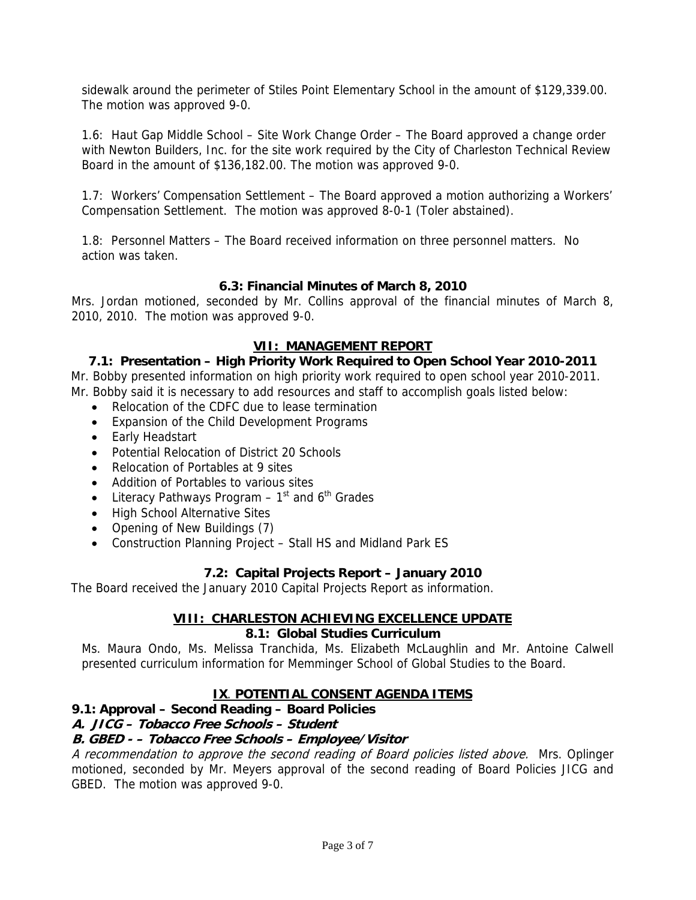sidewalk around the perimeter of Stiles Point Elementary School in the amount of $129,339.00. The motion was approved 9-0.

1.6: Haut Gap Middle School – Site Work Change Order – The Board approved a change order with Newton Builders, Inc. for the site work required by the City of Charleston Technical Review Board in the amount of $136,182.00. The motion was approved 9-0.

1.7: Workers' Compensation Settlement – The Board approved a motion authorizing a Workers' Compensation Settlement. The motion was approved 8-0-1 (Toler abstained).

1.8: Personnel Matters – The Board received information on three personnel matters. No action was taken.

### 6.3: Financial Minutes of March 8, 2010

Mrs. Jordan motioned, seconded by Mr. Collins approval of the financial minutes of March 8, 2010, 2010. The motion was approved 9-0.

## VII: MANAGEMENT REPORT

### 7.1: Presentation – High Priority Work Required to Open School Year 2010-2011

Mr. Bobby presented information on high priority work required to open school year 2010-2011. Mr. Bobby said it is necessary to add resources and staff to accomplish goals listed below:

- Relocation of the CDFC due to lease termination
- Expansion of the Child Development Programs
- Early Headstart
- Potential Relocation of District 20 Schools
- Relocation of Portables at 9 sites
- Addition of Portables to various sites
- Literacy Pathways Program – 1st and 6th Grades
- High School Alternative Sites
- Opening of New Buildings (7)
- Construction Planning Project – Stall HS and Midland Park ES

### 7.2: Capital Projects Report – January 2010

The Board received the January 2010 Capital Projects Report as information.

## VIII: CHARLESTON ACHIEVING EXCELLENCE UPDATE

### 8.1: Global Studies Curriculum

Ms. Maura Ondo, Ms. Melissa Tranchida, Ms. Elizabeth McLaughlin and Mr. Antoine Calwell presented curriculum information for Memminger School of Global Studies to the Board.

## IX. POTENTIAL CONSENT AGENDA ITEMS

**9.1: Approval – Second Reading – Board Policies**

***A. JICG – Tobacco Free Schools – Student***

***B. GBED - – Tobacco Free Schools – Employee/Visitor***

*A recommendation to approve the second reading of Board policies listed above.* Mrs. Oplinger motioned, seconded by Mr. Meyers approval of the second reading of Board Policies JICG and GBED. The motion was approved 9-0.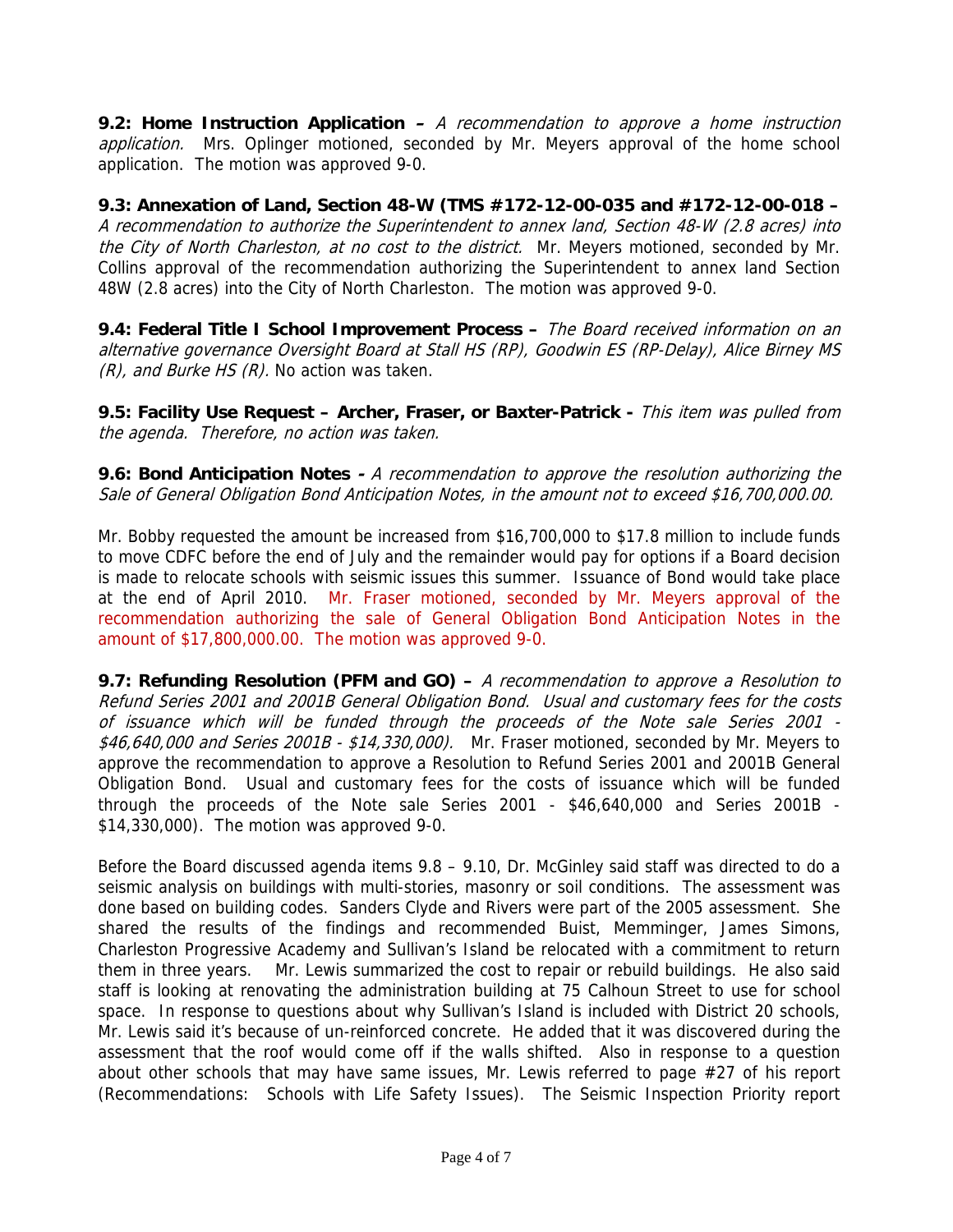**9.2: Home Instruction Application –** *A recommendation to approve a home instruction application.* Mrs. Oplinger motioned, seconded by Mr. Meyers approval of the home school application. The motion was approved 9-0.

**9.3: Annexation of Land, Section 48-W (TMS #172-12-00-035 and #172-12-00-018 –** *A recommendation to authorize the Superintendent to annex land, Section 48-W (2.8 acres) into the City of North Charleston, at no cost to the district.* Mr. Meyers motioned, seconded by Mr. Collins approval of the recommendation authorizing the Superintendent to annex land Section 48W (2.8 acres) into the City of North Charleston. The motion was approved 9-0.

**9.4: Federal Title I School Improvement Process –** *The Board received information on an alternative governance Oversight Board at Stall HS (RP), Goodwin ES (RP-Delay), Alice Birney MS (R), and Burke HS (R).* No action was taken.

**9.5: Facility Use Request – Archer, Fraser, or Baxter-Patrick -** *This item was pulled from the agenda. Therefore, no action was taken.*

**9.6: Bond Anticipation Notes -** *A recommendation to approve the resolution authorizing the Sale of General Obligation Bond Anticipation Notes, in the amount not to exceed $16,700,000.00.*

Mr. Bobby requested the amount be increased from $16,700,000 to $17.8 million to include funds to move CDFC before the end of July and the remainder would pay for options if a Board decision is made to relocate schools with seismic issues this summer. Issuance of Bond would take place at the end of April 2010. Mr. Fraser motioned, seconded by Mr. Meyers approval of the recommendation authorizing the sale of General Obligation Bond Anticipation Notes in the amount of $17,800,000.00. The motion was approved 9-0.

**9.7: Refunding Resolution (PFM and GO) –** *A recommendation to approve a Resolution to Refund Series 2001 and 2001B General Obligation Bond. Usual and customary fees for the costs of issuance which will be funded through the proceeds of the Note sale Series 2001 - $46,640,000 and Series 2001B - $14,330,000).* Mr. Fraser motioned, seconded by Mr. Meyers to approve the recommendation to approve a Resolution to Refund Series 2001 and 2001B General Obligation Bond. Usual and customary fees for the costs of issuance which will be funded through the proceeds of the Note sale Series 2001 - $46,640,000 and Series 2001B - $14,330,000). The motion was approved 9-0.

Before the Board discussed agenda items 9.8 – 9.10, Dr. McGinley said staff was directed to do a seismic analysis on buildings with multi-stories, masonry or soil conditions. The assessment was done based on building codes. Sanders Clyde and Rivers were part of the 2005 assessment. She shared the results of the findings and recommended Buist, Memminger, James Simons, Charleston Progressive Academy and Sullivan's Island be relocated with a commitment to return them in three years. Mr. Lewis summarized the cost to repair or rebuild buildings. He also said staff is looking at renovating the administration building at 75 Calhoun Street to use for school space. In response to questions about why Sullivan's Island is included with District 20 schools, Mr. Lewis said it's because of un-reinforced concrete. He added that it was discovered during the assessment that the roof would come off if the walls shifted. Also in response to a question about other schools that may have same issues, Mr. Lewis referred to page #27 of his report (Recommendations: Schools with Life Safety Issues). The Seismic Inspection Priority report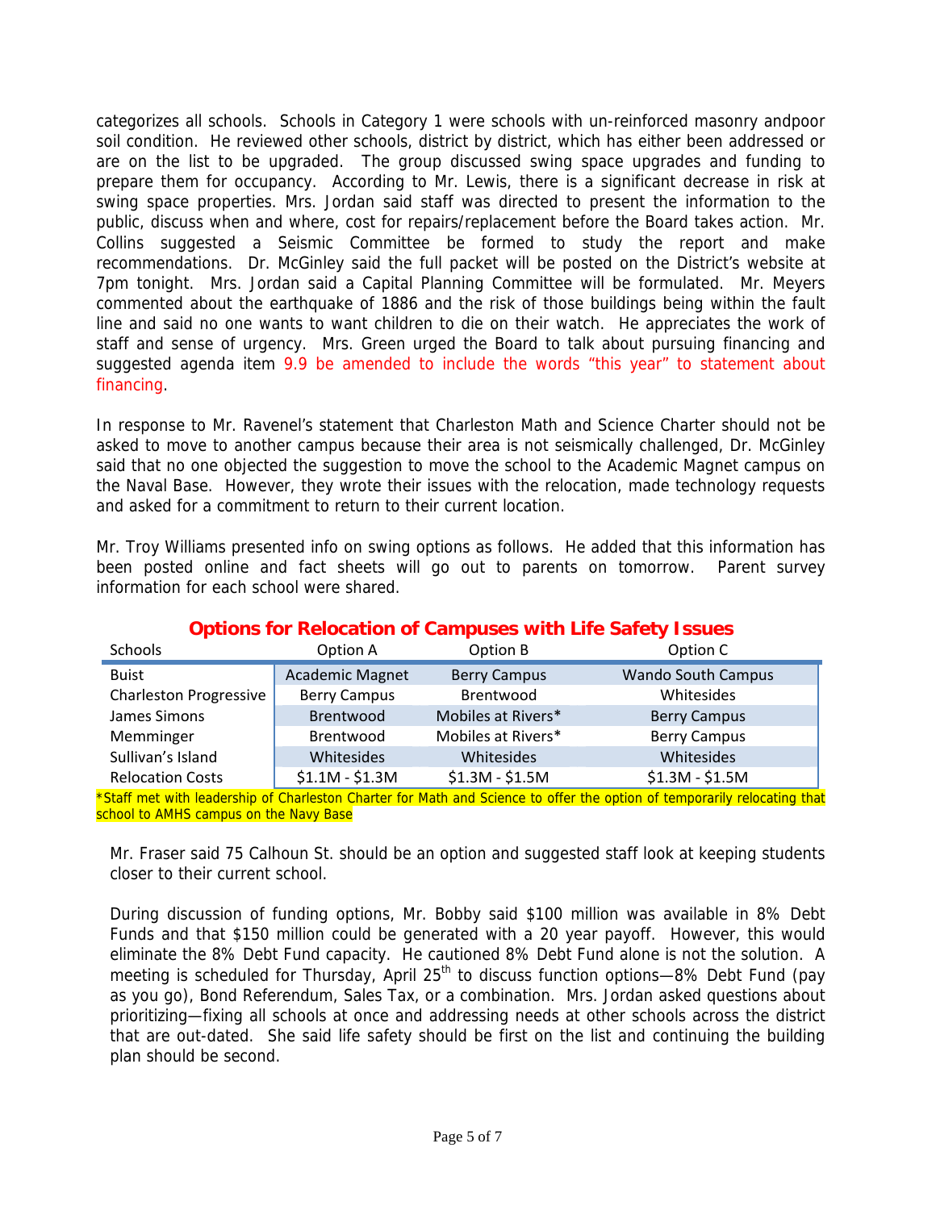categorizes all schools. Schools in Category 1 were schools with un-reinforced masonry andpoor soil condition. He reviewed other schools, district by district, which has either been addressed or are on the list to be upgraded. The group discussed swing space upgrades and funding to prepare them for occupancy. According to Mr. Lewis, there is a significant decrease in risk at swing space properties. Mrs. Jordan said staff was directed to present the information to the public, discuss when and where, cost for repairs/replacement before the Board takes action. Mr. Collins suggested a Seismic Committee be formed to study the report and make recommendations. Dr. McGinley said the full packet will be posted on the District's website at 7pm tonight. Mrs. Jordan said a Capital Planning Committee will be formulated. Mr. Meyers commented about the earthquake of 1886 and the risk of those buildings being within the fault line and said no one wants to want children to die on their watch. He appreciates the work of staff and sense of urgency. Mrs. Green urged the Board to talk about pursuing financing and suggested agenda item 9.9 be amended to include the words "this year" to statement about financing.

In response to Mr. Ravenel's statement that Charleston Math and Science Charter should not be asked to move to another campus because their area is not seismically challenged, Dr. McGinley said that no one objected the suggestion to move the school to the Academic Magnet campus on the Naval Base. However, they wrote their issues with the relocation, made technology requests and asked for a commitment to return to their current location.

Mr. Troy Williams presented info on swing options as follows. He added that this information has been posted online and fact sheets will go out to parents on tomorrow. Parent survey information for each school were shared.

**Options for Relocation of Campuses with Life Safety Issues**

| Schools | Option A | Option B | Option C |
|---|---|---|---|
| Buist | Academic Magnet | Berry Campus | Wando South Campus |
| Charleston Progressive | Berry Campus | Brentwood | Whitesides |
| James Simons | Brentwood | Mobiles at Rivers* | Berry Campus |
| Memminger | Brentwood | Mobiles at Rivers* | Berry Campus |
| Sullivan's Island | Whitesides | Whitesides | Whitesides |
| Relocation Costs | $1.1M - $1.3M | $1.3M - $1.5M | $1.3M - $1.5M |

*Staff met with leadership of Charleston Charter for Math and Science to offer the option of temporarily relocating that school to AMHS campus on the Navy Base

Mr. Fraser said 75 Calhoun St. should be an option and suggested staff look at keeping students closer to their current school.

During discussion of funding options, Mr. Bobby said $100 million was available in 8% Debt Funds and that $150 million could be generated with a 20 year payoff. However, this would eliminate the 8% Debt Fund capacity. He cautioned 8% Debt Fund alone is not the solution. A meeting is scheduled for Thursday, April 25th to discuss function options—8% Debt Fund (pay as you go), Bond Referendum, Sales Tax, or a combination. Mrs. Jordan asked questions about prioritizing—fixing all schools at once and addressing needs at other schools across the district that are out-dated. She said life safety should be first on the list and continuing the building plan should be second.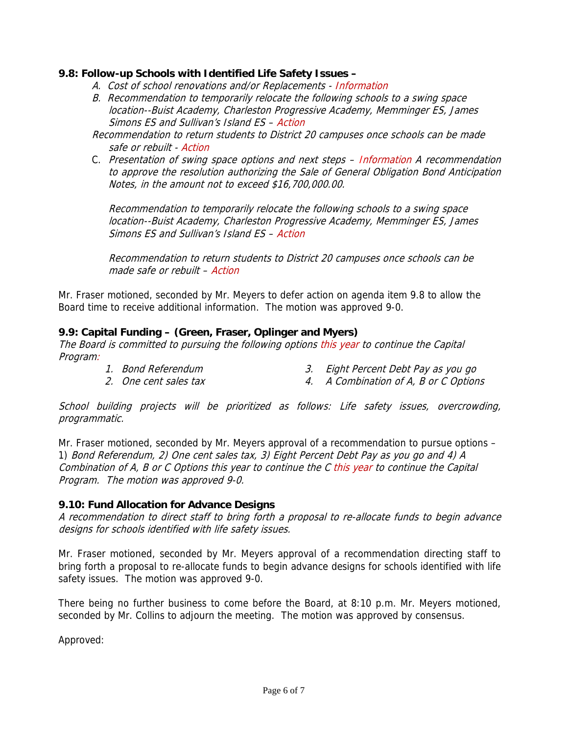**9.8: Follow-up Schools with Identified Life Safety Issues –**

*A. Cost of school renovations and/or Replacements - Information*

*B. Recommendation to temporarily relocate the following schools to a swing space location--Buist Academy, Charleston Progressive Academy, Memminger ES, James Simons ES and Sullivan's Island ES – Action*

*Recommendation to return students to District 20 campuses once schools can be made safe or rebuilt - Action*

C. *Presentation of swing space options and next steps – Information A recommendation to approve the resolution authorizing the Sale of General Obligation Bond Anticipation Notes, in the amount not to exceed $16,700,000.00.*

*Recommendation to temporarily relocate the following schools to a swing space location--Buist Academy, Charleston Progressive Academy, Memminger ES, James Simons ES and Sullivan's Island ES – Action*

*Recommendation to return students to District 20 campuses once schools can be made safe or rebuilt – Action*

Mr. Fraser motioned, seconded by Mr. Meyers to defer action on agenda item 9.8 to allow the Board time to receive additional information. The motion was approved 9-0.

**9.9: Capital Funding – (Green, Fraser, Oplinger and Myers)**

*The Board is committed to pursuing the following options this year to continue the Capital Program:*

1. *Bond Referendum*
2. *One cent sales tax*
3. *Eight Percent Debt Pay as you go*
4. *A Combination of A, B or C Options*

*School building projects will be prioritized as follows: Life safety issues, overcrowding, programmatic.*

Mr. Fraser motioned, seconded by Mr. Meyers approval of a recommendation to pursue options – 1) *Bond Referendum, 2) One cent sales tax, 3) Eight Percent Debt Pay as you go and 4) A Combination of A, B or C Options this year to continue the C this year to continue the Capital Program. The motion was approved 9-0.*

**9.10: Fund Allocation for Advance Designs**

*A recommendation to direct staff to bring forth a proposal to re-allocate funds to begin advance designs for schools identified with life safety issues.*

Mr. Fraser motioned, seconded by Mr. Meyers approval of a recommendation directing staff to bring forth a proposal to re-allocate funds to begin advance designs for schools identified with life safety issues. The motion was approved 9-0.

There being no further business to come before the Board, at 8:10 p.m. Mr. Meyers motioned, seconded by Mr. Collins to adjourn the meeting. The motion was approved by consensus.

Approved: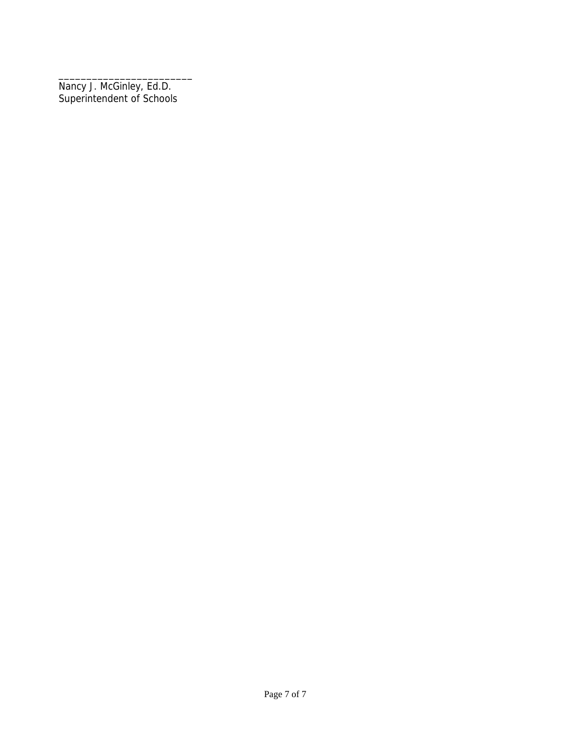________________________
Nancy J. McGinley, Ed.D.
Superintendent of Schools